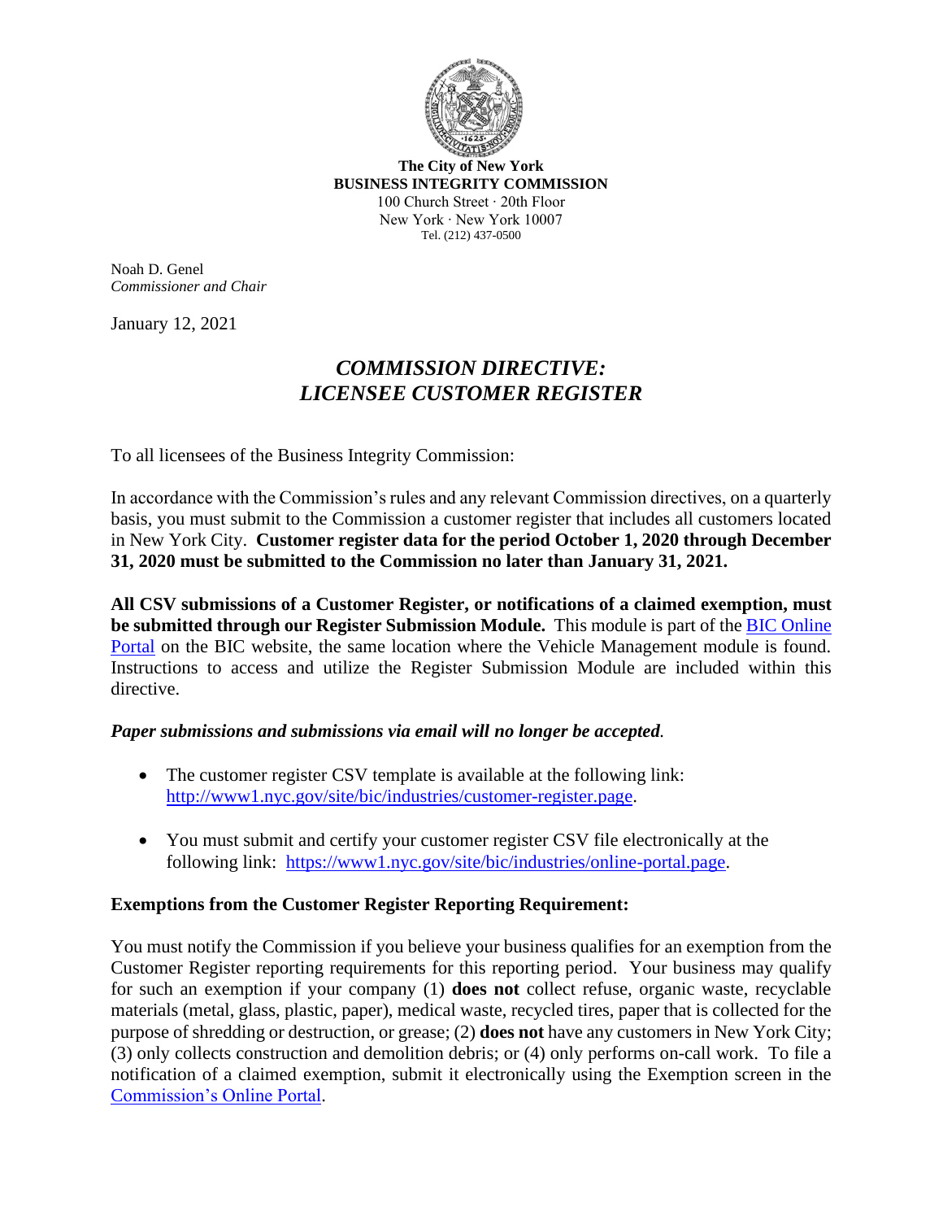**The City of New York**
**BUSINESS INTEGRITY COMMISSION**
100 Church Street · 20th Floor
New York · New York 10007
Tel. (212) 437-0500

Noah D. Genel
*Commissioner and Chair*

January 12, 2021

# *COMMISSION DIRECTIVE: LICENSEE CUSTOMER REGISTER*

To all licensees of the Business Integrity Commission:

In accordance with the Commission's rules and any relevant Commission directives, on a quarterly basis, you must submit to the Commission a customer register that includes all customers located in New York City. **Customer register data for the period October 1, 2020 through December 31, 2020 must be submitted to the Commission no later than January 31, 2021.**

**All CSV submissions of a Customer Register, or notifications of a claimed exemption, must be submitted through our Register Submission Module.** This module is part of the BIC Online Portal on the BIC website, the same location where the Vehicle Management module is found. Instructions to access and utilize the Register Submission Module are included within this directive.

***Paper submissions and submissions via email will no longer be accepted.***

- The customer register CSV template is available at the following link: http://www1.nyc.gov/site/bic/industries/customer-register.page.
- You must submit and certify your customer register CSV file electronically at the following link: https://www1.nyc.gov/site/bic/industries/online-portal.page.

**Exemptions from the Customer Register Reporting Requirement:**

You must notify the Commission if you believe your business qualifies for an exemption from the Customer Register reporting requirements for this reporting period. Your business may qualify for such an exemption if your company (1) **does not** collect refuse, organic waste, recyclable materials (metal, glass, plastic, paper), medical waste, recycled tires, paper that is collected for the purpose of shredding or destruction, or grease; (2) **does not** have any customers in New York City; (3) only collects construction and demolition debris; or (4) only performs on-call work. To file a notification of a claimed exemption, submit it electronically using the Exemption screen in the Commission's Online Portal.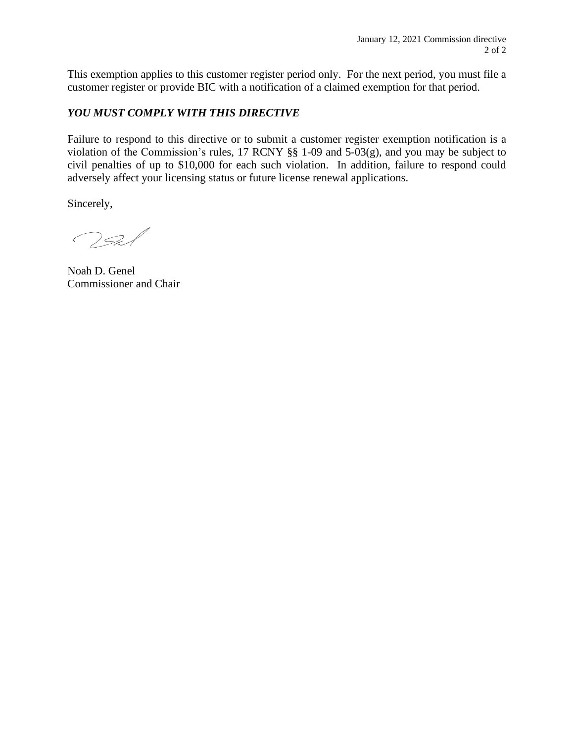This exemption applies to this customer register period only. For the next period, you must file a customer register or provide BIC with a notification of a claimed exemption for that period.

***YOU MUST COMPLY WITH THIS DIRECTIVE***

Failure to respond to this directive or to submit a customer register exemption notification is a violation of the Commission's rules, 17 RCNY §§ 1-09 and 5-03(g), and you may be subject to civil penalties of up to $10,000 for each such violation. In addition, failure to respond could adversely affect your licensing status or future license renewal applications.

Sincerely,

Noah D. Genel
Commissioner and Chair